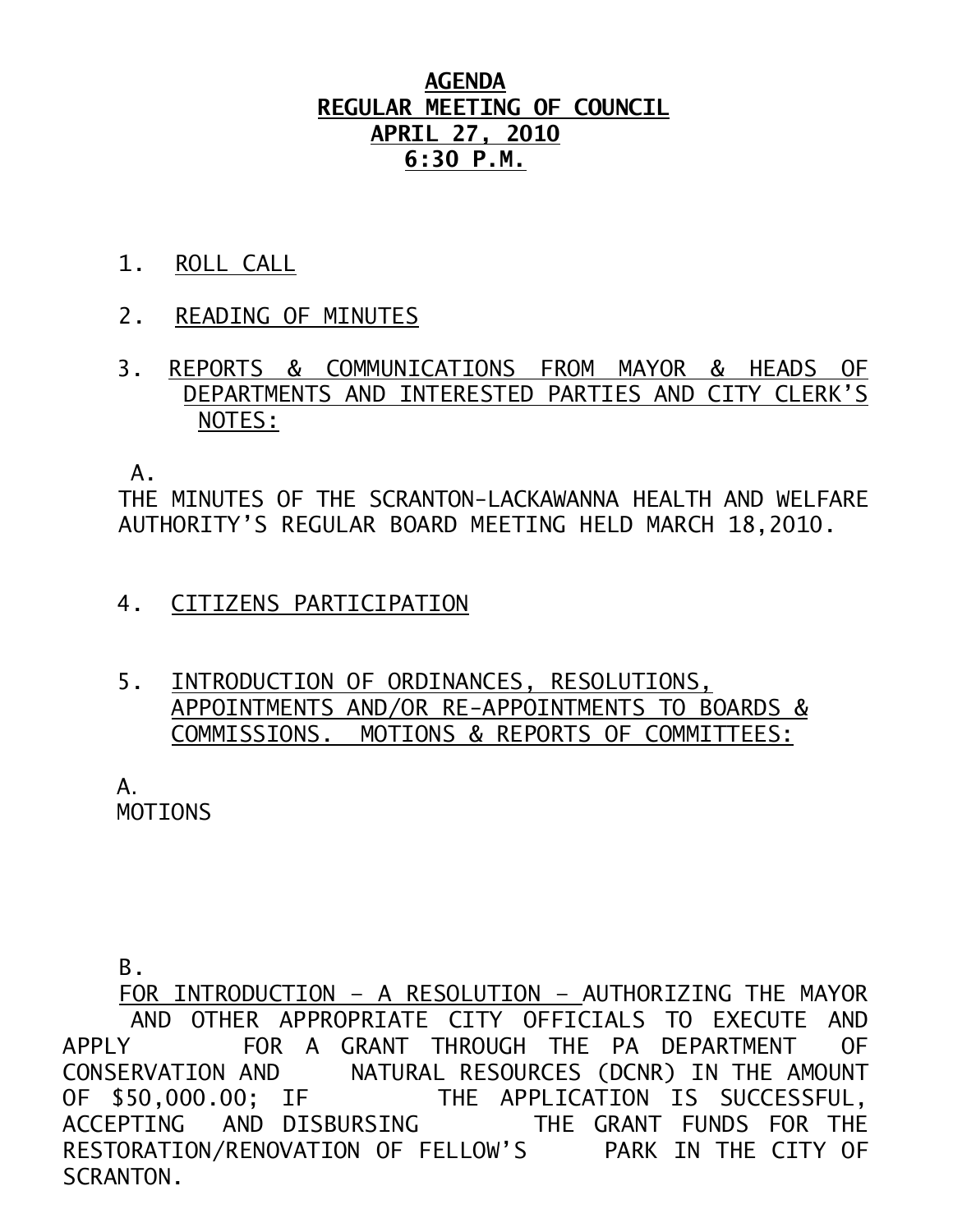# AGENDA
## REGULAR MEETING OF COUNCIL
## APRIL 27, 2010
## 6:30 P.M.

1. ROLL CALL

2. READING OF MINUTES

3. REPORTS & COMMUNICATIONS FROM MAYOR & HEADS OF DEPARTMENTS AND INTERESTED PARTIES AND CITY CLERK'S NOTES:

A.
THE MINUTES OF THE SCRANTON-LACKAWANNA HEALTH AND WELFARE AUTHORITY'S REGULAR BOARD MEETING HELD MARCH 18,2010.

4. CITIZENS PARTICIPATION

5. INTRODUCTION OF ORDINANCES, RESOLUTIONS, APPOINTMENTS AND/OR RE-APPOINTMENTS TO BOARDS & COMMISSIONS. MOTIONS & REPORTS OF COMMITTEES:

A.
MOTIONS

B.
FOR INTRODUCTION – A RESOLUTION – AUTHORIZING THE MAYOR AND OTHER APPROPRIATE CITY OFFICIALS TO EXECUTE AND APPLY FOR A GRANT THROUGH THE PA DEPARTMENT OF CONSERVATION AND NATURAL RESOURCES (DCNR) IN THE AMOUNT OF $50,000.00; IF THE APPLICATION IS SUCCESSFUL, ACCEPTING AND DISBURSING THE GRANT FUNDS FOR THE RESTORATION/RENOVATION OF FELLOW'S PARK IN THE CITY OF SCRANTON.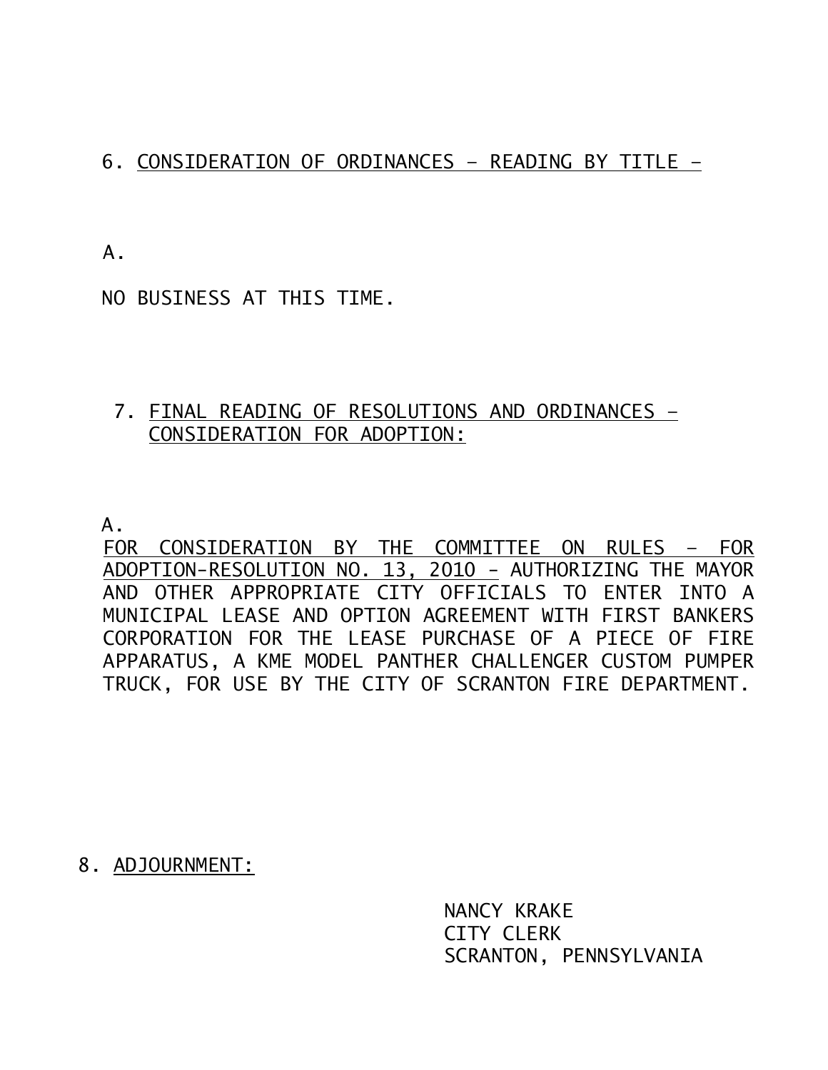6. CONSIDERATION OF ORDINANCES – READING BY TITLE –

A.

NO BUSINESS AT THIS TIME.

7. FINAL READING OF RESOLUTIONS AND ORDINANCES – CONSIDERATION FOR ADOPTION:

A.
FOR CONSIDERATION BY THE COMMITTEE ON RULES – FOR ADOPTION-RESOLUTION NO. 13, 2010 - AUTHORIZING THE MAYOR AND OTHER APPROPRIATE CITY OFFICIALS TO ENTER INTO A MUNICIPAL LEASE AND OPTION AGREEMENT WITH FIRST BANKERS CORPORATION FOR THE LEASE PURCHASE OF A PIECE OF FIRE APPARATUS, A KME MODEL PANTHER CHALLENGER CUSTOM PUMPER TRUCK, FOR USE BY THE CITY OF SCRANTON FIRE DEPARTMENT.

8. ADJOURNMENT:

NANCY KRAKE
CITY CLERK
SCRANTON, PENNSYLVANIA